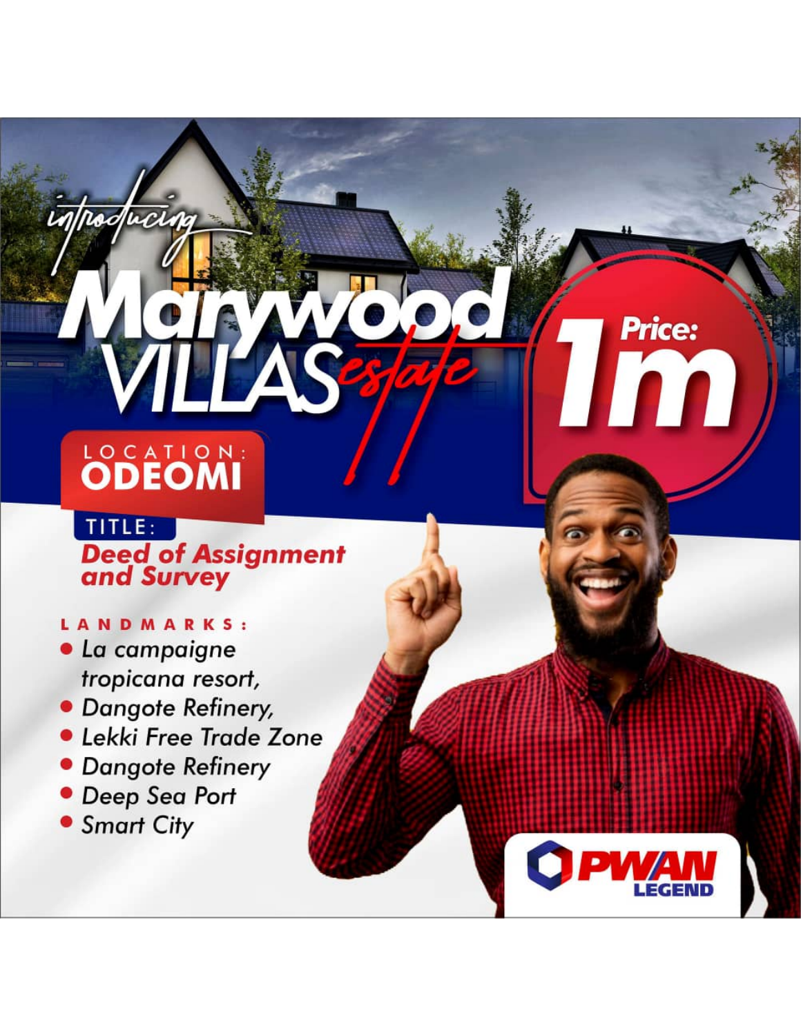introducing

# Marywood VILLAS estate

**Price: 1m**

LOCATION:
**ODEOMI**

TITLE:
***Deed of Assignment and Survey***

LANDMARKS:

- *La campaigne tropicana resort,*
- *Dangote Refinery,*
- *Lekki Free Trade Zone*
- *Dangote Refinery*
- *Deep Sea Port*
- *Smart City*

PWAN LEGEND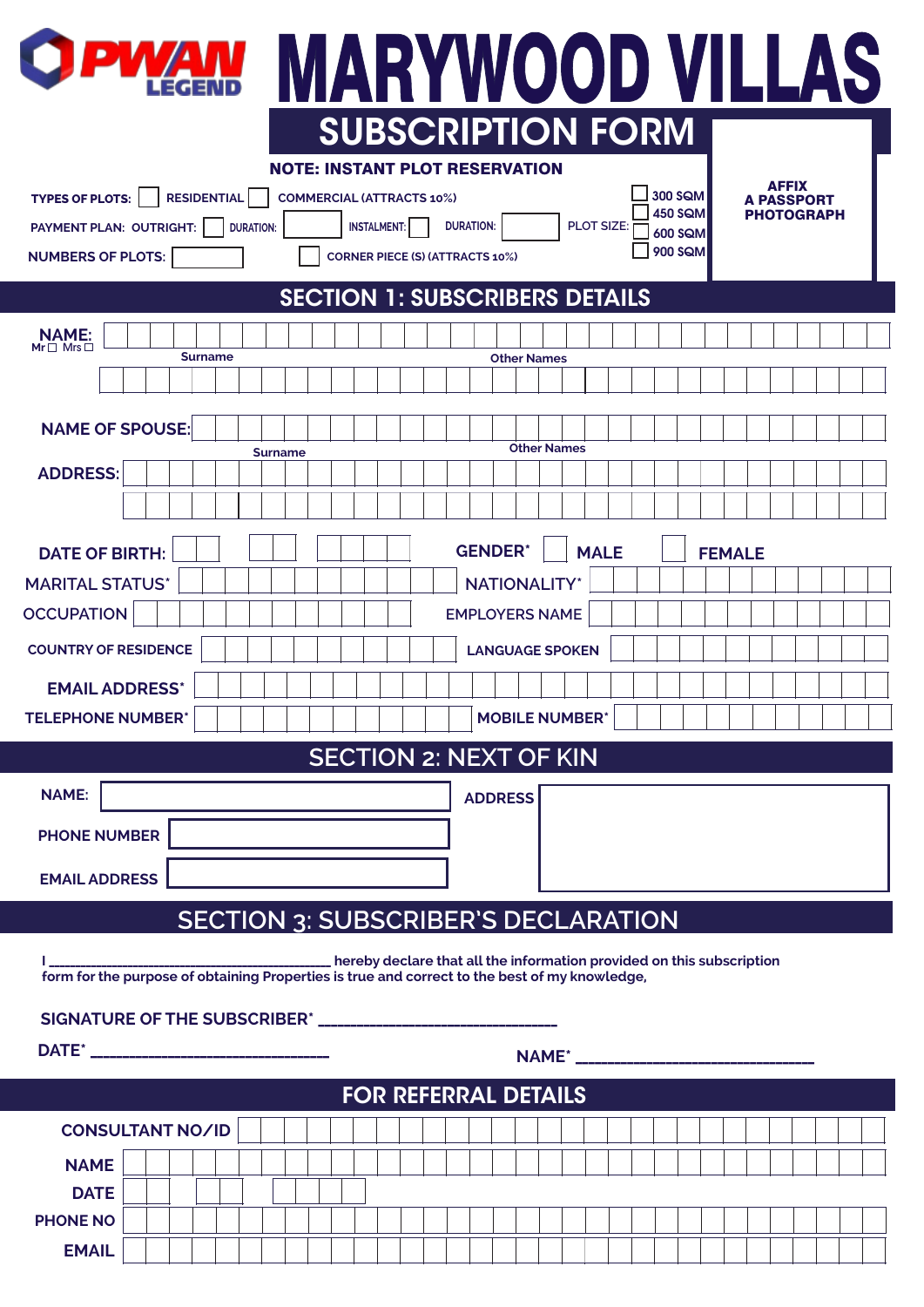# PWAN LEGEND MARYWOOD VILLAS

## SUBSCRIPTION FORM

**NOTE: INSTANT PLOT RESERVATION**

AFFIX A PASSPORT PHOTOGRAPH

TYPES OF PLOTS: ☐ RESIDENTIAL ☐ COMMERCIAL (ATTRACTS 10%)

PAYMENT PLAN: OUTRIGHT: ☐ DURATION: ______ INSTALMENT: ☐ DURATION: ______ PLOT SIZE: ☐ 300 SQM ☐ 450 SQM ☐ 600 SQM ☐ 900 SQM

NUMBERS OF PLOTS: ______ ☐ CORNER PIECE (S) (ATTRACTS 10%)

## SECTION 1: SUBSCRIBERS DETAILS

NAME: Mr ☐ Mrs ☐ ______
Surname ______ Other Names ______

NAME OF SPOUSE: ______
Surname ______ Other Names ______

ADDRESS: ______

DATE OF BIRTH: ______ GENDER* ☐ MALE ☐ FEMALE

MARITAL STATUS* ______ NATIONALITY* ______

OCCUPATION ______ EMPLOYERS NAME ______

COUNTRY OF RESIDENCE ______ LANGUAGE SPOKEN ______

EMAIL ADDRESS* ______

TELEPHONE NUMBER* ______ MOBILE NUMBER* ______

## SECTION 2: NEXT OF KIN

NAME: ______ ADDRESS ______

PHONE NUMBER ______

EMAIL ADDRESS ______

## SECTION 3: SUBSCRIBER'S DECLARATION

I ______________________________ hereby declare that all the information provided on this subscription form for the purpose of obtaining Properties is true and correct to the best of my knowledge,

SIGNATURE OF THE SUBSCRIBER* ______________________________

DATE* ______________________________ NAME* ______________________________

## FOR REFERRAL DETAILS

CONSULTANT NO/ID ______

NAME ______

DATE ______

PHONE NO ______

EMAIL ______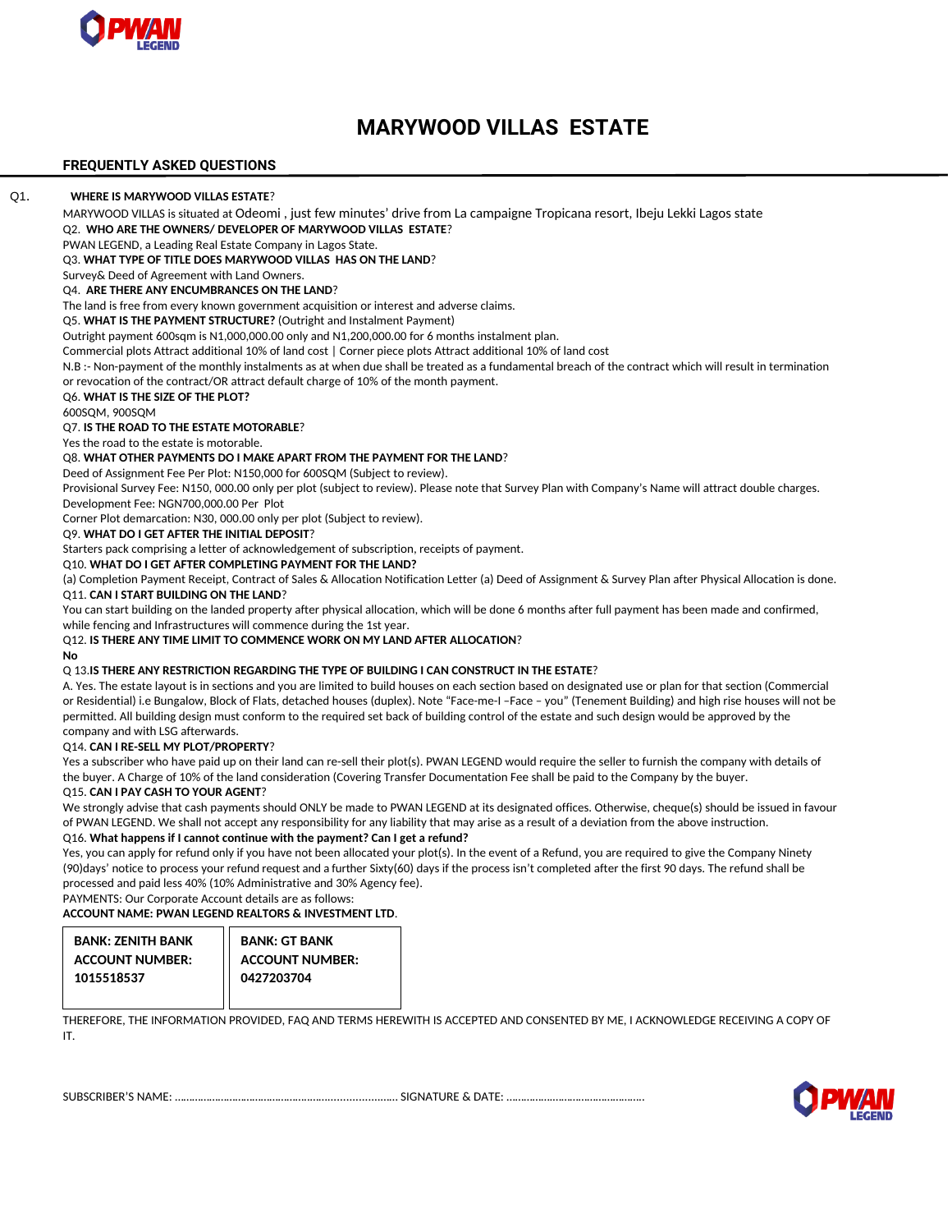# MARYWOOD VILLAS ESTATE

## FREQUENTLY ASKED QUESTIONS

Q1. **WHERE IS MARYWOOD VILLAS ESTATE**?

MARYWOOD VILLAS is situated at Odeomi , just few minutes' drive from La campaigne Tropicana resort, Ibeju Lekki Lagos state

Q2. **WHO ARE THE OWNERS/ DEVELOPER OF MARYWOOD VILLAS ESTATE**?

PWAN LEGEND, a Leading Real Estate Company in Lagos State.

Q3. **WHAT TYPE OF TITLE DOES MARYWOOD VILLAS HAS ON THE LAND**?

Survey& Deed of Agreement with Land Owners.

Q4. **ARE THERE ANY ENCUMBRANCES ON THE LAND**?

The land is free from every known government acquisition or interest and adverse claims.

Q5. **WHAT IS THE PAYMENT STRUCTURE?** (Outright and Instalment Payment)

Outright payment 600sqm is N1,000,000.00 only and N1,200,000.00 for 6 months instalment plan.

Commercial plots Attract additional 10% of land cost | Corner piece plots Attract additional 10% of land cost

N.B :- Non-payment of the monthly instalments as at when due shall be treated as a fundamental breach of the contract which will result in termination or revocation of the contract/OR attract default charge of 10% of the month payment.

Q6. **WHAT IS THE SIZE OF THE PLOT?**

600SQM, 900SQM

Q7. **IS THE ROAD TO THE ESTATE MOTORABLE**?

Yes the road to the estate is motorable.

Q8. **WHAT OTHER PAYMENTS DO I MAKE APART FROM THE PAYMENT FOR THE LAND**?

Deed of Assignment Fee Per Plot: N150,000 for 600SQM (Subject to review).

Provisional Survey Fee: N150, 000.00 only per plot (subject to review). Please note that Survey Plan with Company's Name will attract double charges.

Development Fee: NGN700,000.00 Per Plot

Corner Plot demarcation: N30, 000.00 only per plot (Subject to review).

Q9. **WHAT DO I GET AFTER THE INITIAL DEPOSIT**?

Starters pack comprising a letter of acknowledgement of subscription, receipts of payment.

Q10. **WHAT DO I GET AFTER COMPLETING PAYMENT FOR THE LAND?**

(a) Completion Payment Receipt, Contract of Sales & Allocation Notification Letter (a) Deed of Assignment & Survey Plan after Physical Allocation is done.

Q11. **CAN I START BUILDING ON THE LAND**?

You can start building on the landed property after physical allocation, which will be done 6 months after full payment has been made and confirmed, while fencing and Infrastructures will commence during the 1st year.

Q12. **IS THERE ANY TIME LIMIT TO COMMENCE WORK ON MY LAND AFTER ALLOCATION**?

**No**

Q 13.**IS THERE ANY RESTRICTION REGARDING THE TYPE OF BUILDING I CAN CONSTRUCT IN THE ESTATE**?

A. Yes. The estate layout is in sections and you are limited to build houses on each section based on designated use or plan for that section (Commercial or Residential) i.e Bungalow, Block of Flats, detached houses (duplex). Note "Face-me-I –Face – you" (Tenement Building) and high rise houses will not be permitted. All building design must conform to the required set back of building control of the estate and such design would be approved by the company and with LSG afterwards.

Q14. **CAN I RE-SELL MY PLOT/PROPERTY**?

Yes a subscriber who have paid up on their land can re-sell their plot(s). PWAN LEGEND would require the seller to furnish the company with details of the buyer. A Charge of 10% of the land consideration (Covering Transfer Documentation Fee shall be paid to the Company by the buyer.

Q15. **CAN I PAY CASH TO YOUR AGENT**?

We strongly advise that cash payments should ONLY be made to PWAN LEGEND at its designated offices. Otherwise, cheque(s) should be issued in favour of PWAN LEGEND. We shall not accept any responsibility for any liability that may arise as a result of a deviation from the above instruction.

Q16. **What happens if I cannot continue with the payment? Can I get a refund?**

Yes, you can apply for refund only if you have not been allocated your plot(s). In the event of a Refund, you are required to give the Company Ninety (90)days' notice to process your refund request and a further Sixty(60) days if the process isn't completed after the first 90 days. The refund shall be processed and paid less 40% (10% Administrative and 30% Agency fee).

PAYMENTS: Our Corporate Account details are as follows:

**ACCOUNT NAME: PWAN LEGEND REALTORS & INVESTMENT LTD**.

| | |
|---|---|
| **BANK: ZENITH BANK**<br>**ACCOUNT NUMBER: 1015518537** | **BANK: GT BANK**<br>**ACCOUNT NUMBER: 0427203704** |

THEREFORE, THE INFORMATION PROVIDED, FAQ AND TERMS HEREWITH IS ACCEPTED AND CONSENTED BY ME, I ACKNOWLEDGE RECEIVING A COPY OF IT.

SUBSCRIBER'S NAME: …………………………………………………………………. SIGNATURE & DATE: ……………………………………….